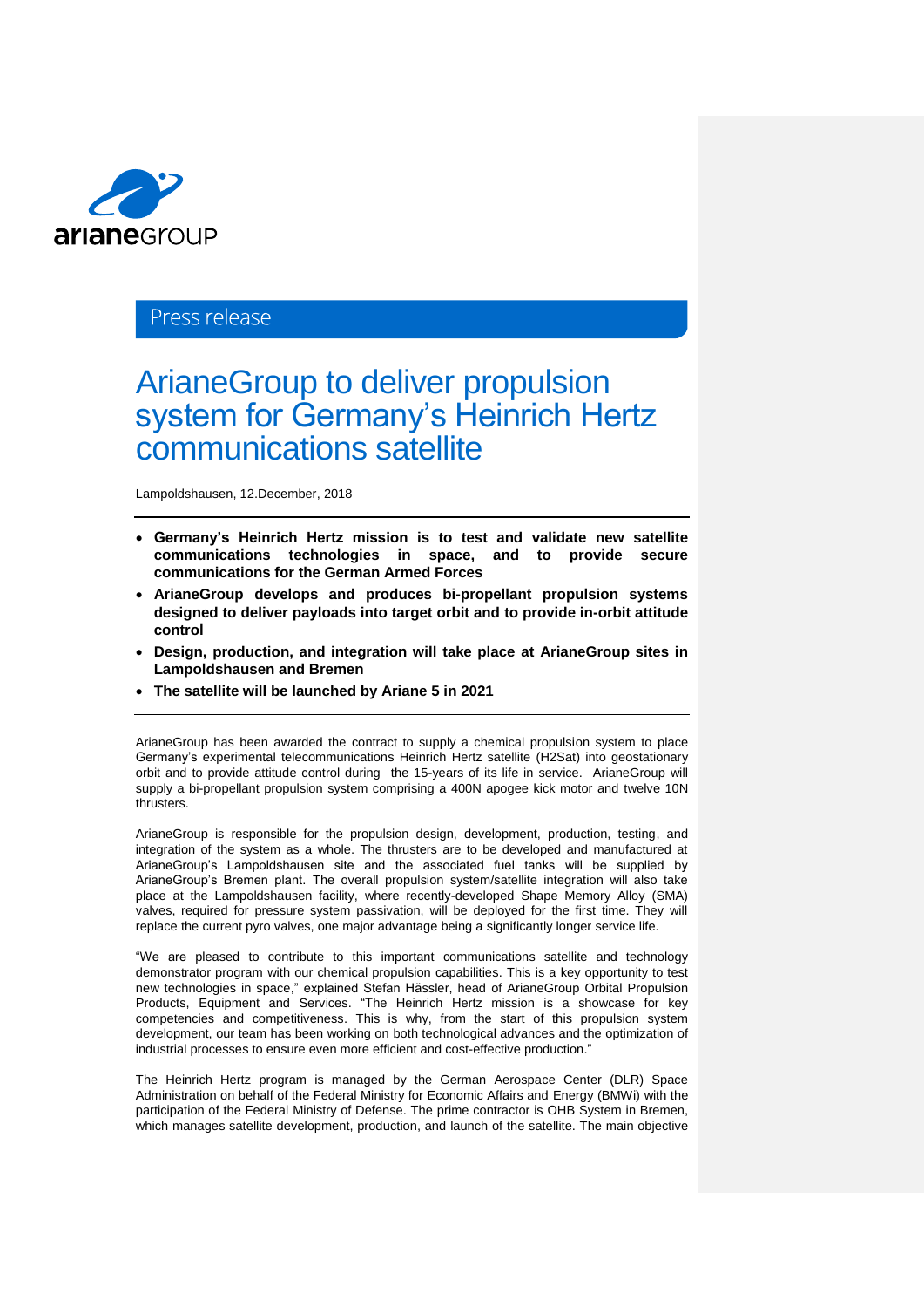Press release

# ArianeGroup to deliver propulsion system for Germany's Heinrich Hertz communications satellite

Lampoldshausen, 12.December, 2018

- **Germany's Heinrich Hertz mission is to test and validate new satellite communications technologies in space, and to provide secure communications for the German Armed Forces**
- **ArianeGroup develops and produces bi-propellant propulsion systems designed to deliver payloads into target orbit and to provide in-orbit attitude control**
- **Design, production, and integration will take place at ArianeGroup sites in Lampoldshausen and Bremen**
- **The satellite will be launched by Ariane 5 in 2021**

ArianeGroup has been awarded the contract to supply a chemical propulsion system to place Germany's experimental telecommunications Heinrich Hertz satellite (H2Sat) into geostationary orbit and to provide attitude control during the 15-years of its life in service. ArianeGroup will supply a bi-propellant propulsion system comprising a 400N apogee kick motor and twelve 10N thrusters.

ArianeGroup is responsible for the propulsion design, development, production, testing, and integration of the system as a whole. The thrusters are to be developed and manufactured at ArianeGroup's Lampoldshausen site and the associated fuel tanks will be supplied by ArianeGroup's Bremen plant. The overall propulsion system/satellite integration will also take place at the Lampoldshausen facility, where recently-developed Shape Memory Alloy (SMA) valves, required for pressure system passivation, will be deployed for the first time. They will replace the current pyro valves, one major advantage being a significantly longer service life.

"We are pleased to contribute to this important communications satellite and technology demonstrator program with our chemical propulsion capabilities. This is a key opportunity to test new technologies in space," explained Stefan Hässler, head of ArianeGroup Orbital Propulsion Products, Equipment and Services. "The Heinrich Hertz mission is a showcase for key competencies and competitiveness. This is why, from the start of this propulsion system development, our team has been working on both technological advances and the optimization of industrial processes to ensure even more efficient and cost-effective production."

The Heinrich Hertz program is managed by the German Aerospace Center (DLR) Space Administration on behalf of the Federal Ministry for Economic Affairs and Energy (BMWi) with the participation of the Federal Ministry of Defense. The prime contractor is OHB System in Bremen, which manages satellite development, production, and launch of the satellite. The main objective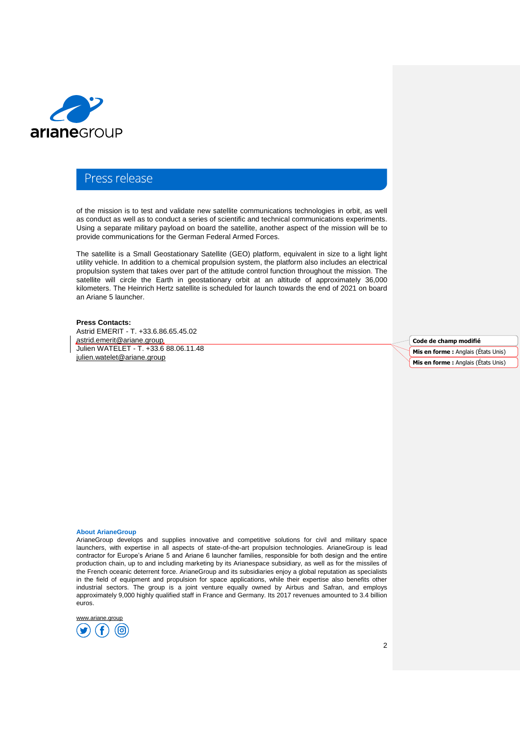# Press release

of the mission is to test and validate new satellite communications technologies in orbit, as well as conduct as well as to conduct a series of scientific and technical communications experiments. Using a separate military payload on board the satellite, another aspect of the mission will be to provide communications for the German Federal Armed Forces.

The satellite is a Small Geostationary Satellite (GEO) platform, equivalent in size to a light light utility vehicle. In addition to a chemical propulsion system, the platform also includes an electrical propulsion system that takes over part of the attitude control function throughout the mission. The satellite will circle the Earth in geostationary orbit at an altitude of approximately 36,000 kilometers. The Heinrich Hertz satellite is scheduled for launch towards the end of 2021 on board an Ariane 5 launcher.

**Press Contacts:**
Astrid EMERIT - T. +33.6.86.65.45.02
astrid.emerit@ariane.group
Julien WATELET - T. +33.6 88.06.11.48
julien.watelet@ariane.group

Code de champ modifié
Mis en forme : Anglais (États Unis)
Mis en forme : Anglais (États Unis)

**About ArianeGroup**
ArianeGroup develops and supplies innovative and competitive solutions for civil and military space launchers, with expertise in all aspects of state-of-the-art propulsion technologies. ArianeGroup is lead contractor for Europe's Ariane 5 and Ariane 6 launcher families, responsible for both design and the entire production chain, up to and including marketing by its Arianespace subsidiary, as well as for the missiles of the French oceanic deterrent force. ArianeGroup and its subsidiaries enjoy a global reputation as specialists in the field of equipment and propulsion for space applications, while their expertise also benefits other industrial sectors. The group is a joint venture equally owned by Airbus and Safran, and employs approximately 9,000 highly qualified staff in France and Germany. Its 2017 revenues amounted to 3.4 billion euros.

www.ariane.group